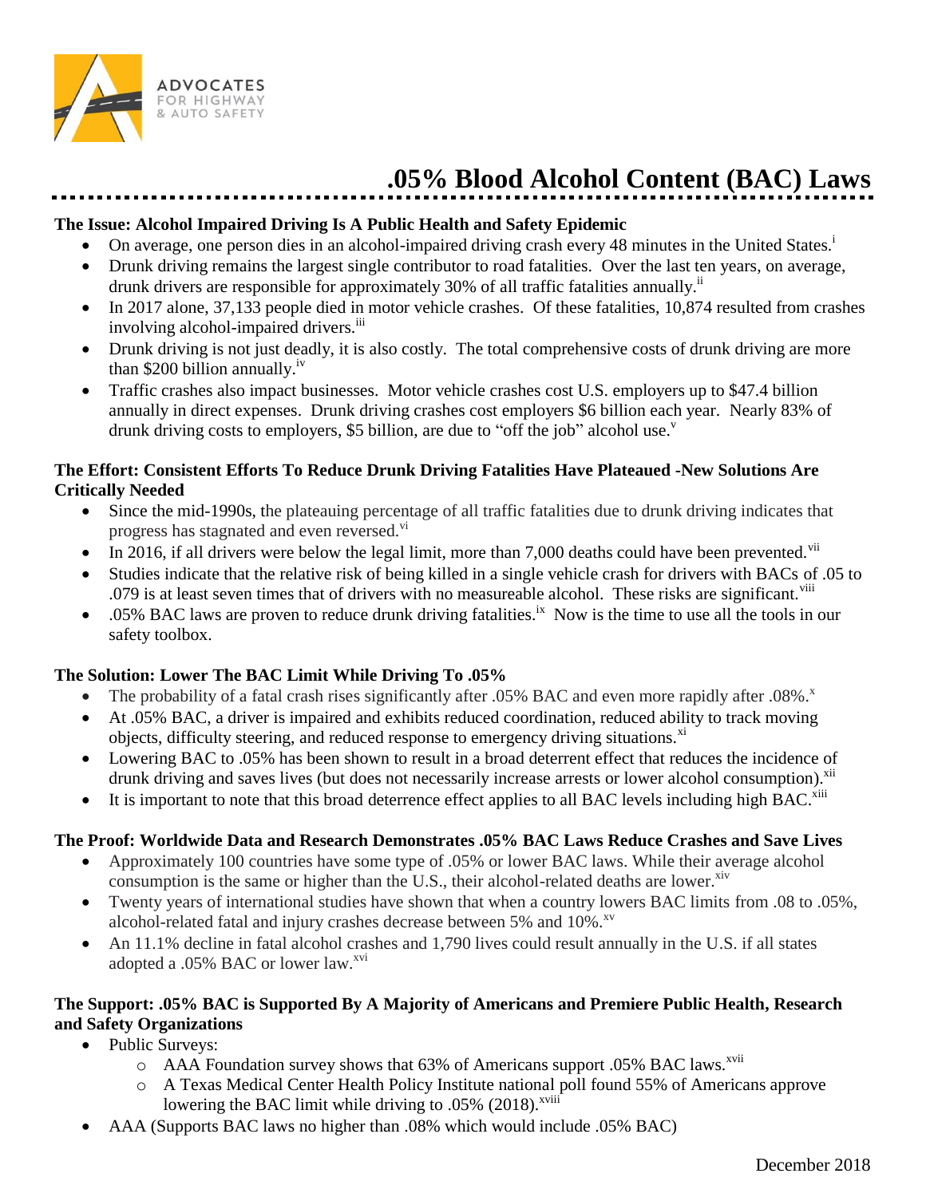ADVOCATES FOR HIGHWAY & AUTO SAFETY

# .05% Blood Alcohol Content (BAC) Laws

## The Issue: Alcohol Impaired Driving Is A Public Health and Safety Epidemic

- On average, one person dies in an alcohol-impaired driving crash every 48 minutes in the United States.[i]
- Drunk driving remains the largest single contributor to road fatalities. Over the last ten years, on average, drunk drivers are responsible for approximately 30% of all traffic fatalities annually.[ii]
- In 2017 alone, 37,133 people died in motor vehicle crashes. Of these fatalities, 10,874 resulted from crashes involving alcohol-impaired drivers.[iii]
- Drunk driving is not just deadly, it is also costly. The total comprehensive costs of drunk driving are more than $200 billion annually.[iv]
- Traffic crashes also impact businesses. Motor vehicle crashes cost U.S. employers up to $47.4 billion annually in direct expenses. Drunk driving crashes cost employers $6 billion each year. Nearly 83% of drunk driving costs to employers, $5 billion, are due to "off the job" alcohol use.[v]

## The Effort: Consistent Efforts To Reduce Drunk Driving Fatalities Have Plateaued -New Solutions Are Critically Needed

- Since the mid-1990s, the plateauing percentage of all traffic fatalities due to drunk driving indicates that progress has stagnated and even reversed.[vi]
- In 2016, if all drivers were below the legal limit, more than 7,000 deaths could have been prevented.[vii]
- Studies indicate that the relative risk of being killed in a single vehicle crash for drivers with BACs of .05 to .079 is at least seven times that of drivers with no measureable alcohol. These risks are significant.[viii]
- .05% BAC laws are proven to reduce drunk driving fatalities.[ix] Now is the time to use all the tools in our safety toolbox.

## The Solution: Lower The BAC Limit While Driving To .05%

- The probability of a fatal crash rises significantly after .05% BAC and even more rapidly after .08%.[x]
- At .05% BAC, a driver is impaired and exhibits reduced coordination, reduced ability to track moving objects, difficulty steering, and reduced response to emergency driving situations.[xi]
- Lowering BAC to .05% has been shown to result in a broad deterrent effect that reduces the incidence of drunk driving and saves lives (but does not necessarily increase arrests or lower alcohol consumption).[xii]
- It is important to note that this broad deterrence effect applies to all BAC levels including high BAC.[xiii]

## The Proof: Worldwide Data and Research Demonstrates .05% BAC Laws Reduce Crashes and Save Lives

- Approximately 100 countries have some type of .05% or lower BAC laws. While their average alcohol consumption is the same or higher than the U.S., their alcohol-related deaths are lower.[xiv]
- Twenty years of international studies have shown that when a country lowers BAC limits from .08 to .05%, alcohol-related fatal and injury crashes decrease between 5% and 10%.[xv]
- An 11.1% decline in fatal alcohol crashes and 1,790 lives could result annually in the U.S. if all states adopted a .05% BAC or lower law.[xvi]

## The Support: .05% BAC is Supported By A Majority of Americans and Premiere Public Health, Research and Safety Organizations

- Public Surveys:
  - AAA Foundation survey shows that 63% of Americans support .05% BAC laws.[xvii]
  - A Texas Medical Center Health Policy Institute national poll found 55% of Americans approve lowering the BAC limit while driving to .05% (2018).[xviii]
- AAA (Supports BAC laws no higher than .08% which would include .05% BAC)

December 2018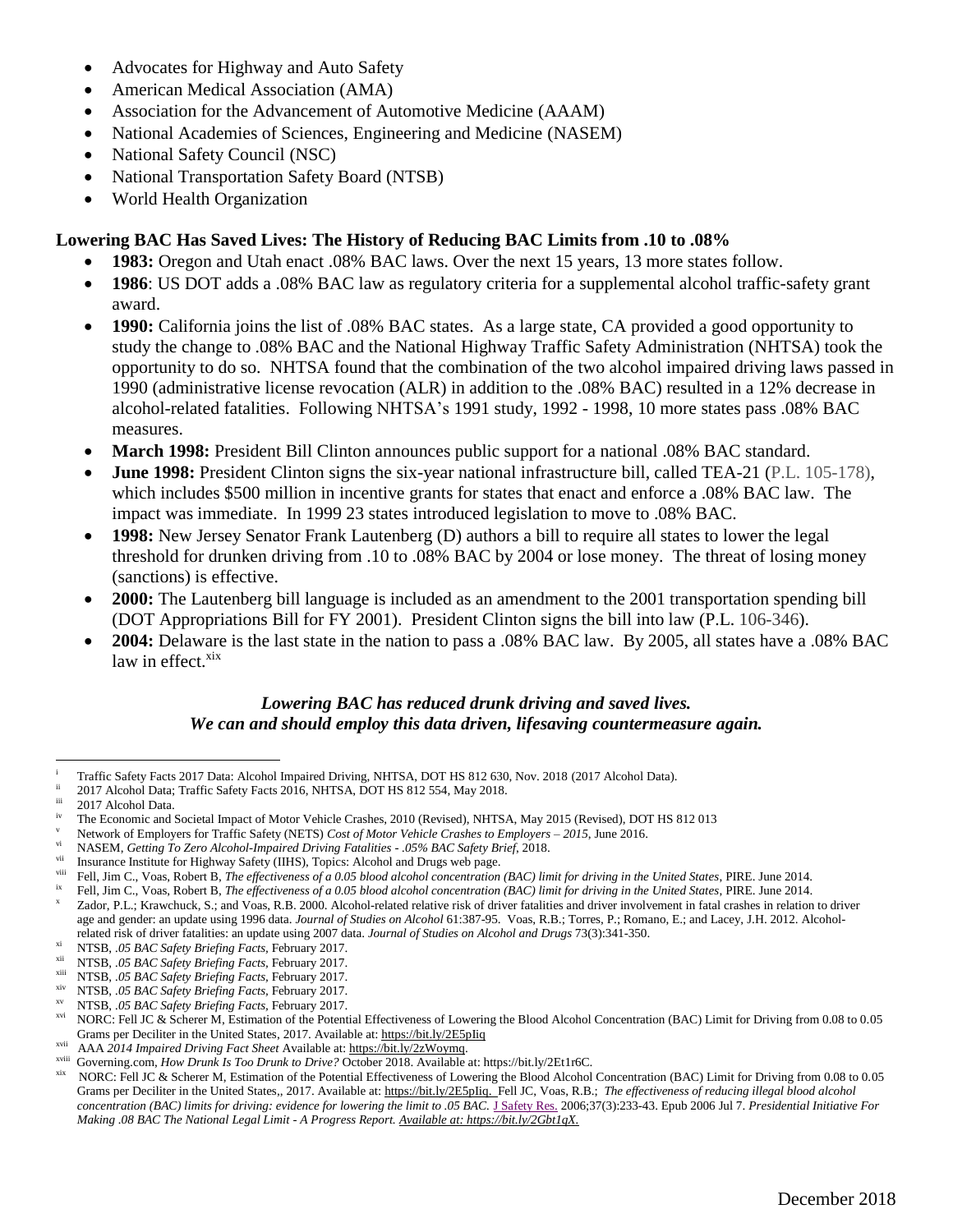- Advocates for Highway and Auto Safety
- American Medical Association (AMA)
- Association for the Advancement of Automotive Medicine (AAAM)
- National Academies of Sciences, Engineering and Medicine (NASEM)
- National Safety Council (NSC)
- National Transportation Safety Board (NTSB)
- World Health Organization

**Lowering BAC Has Saved Lives: The History of Reducing BAC Limits from .10 to .08%**

- **1983:** Oregon and Utah enact .08% BAC laws. Over the next 15 years, 13 more states follow.
- **1986**: US DOT adds a .08% BAC law as regulatory criteria for a supplemental alcohol traffic-safety grant award.
- **1990:** California joins the list of .08% BAC states. As a large state, CA provided a good opportunity to study the change to .08% BAC and the National Highway Traffic Safety Administration (NHTSA) took the opportunity to do so. NHTSA found that the combination of the two alcohol impaired driving laws passed in 1990 (administrative license revocation (ALR) in addition to the .08% BAC) resulted in a 12% decrease in alcohol-related fatalities. Following NHTSA's 1991 study, 1992 - 1998, 10 more states pass .08% BAC measures.
- **March 1998:** President Bill Clinton announces public support for a national .08% BAC standard.
- **June 1998:** President Clinton signs the six-year national infrastructure bill, called TEA-21 (P.L. 105-178), which includes $500 million in incentive grants for states that enact and enforce a .08% BAC law. The impact was immediate. In 1999 23 states introduced legislation to move to .08% BAC.
- **1998:** New Jersey Senator Frank Lautenberg (D) authors a bill to require all states to lower the legal threshold for drunken driving from .10 to .08% BAC by 2004 or lose money. The threat of losing money (sanctions) is effective.
- **2000:** The Lautenberg bill language is included as an amendment to the 2001 transportation spending bill (DOT Appropriations Bill for FY 2001). President Clinton signs the bill into law (P.L. 106-346).
- **2004:** Delaware is the last state in the nation to pass a .08% BAC law. By 2005, all states have a .08% BAC law in effect.[xix]

***Lowering BAC has reduced drunk driving and saved lives.***
***We can and should employ this data driven, lifesaving countermeasure again.***

---

[i] Traffic Safety Facts 2017 Data: Alcohol Impaired Driving, NHTSA, DOT HS 812 630, Nov. 2018 (2017 Alcohol Data).

[ii] 2017 Alcohol Data; Traffic Safety Facts 2016, NHTSA, DOT HS 812 554, May 2018.

[iii] 2017 Alcohol Data.

[iv] The Economic and Societal Impact of Motor Vehicle Crashes, 2010 (Revised), NHTSA, May 2015 (Revised), DOT HS 812 013

[v] Network of Employers for Traffic Safety (NETS) *Cost of Motor Vehicle Crashes to Employers – 2015*, June 2016.

[vi] NASEM, *Getting To Zero Alcohol-Impaired Driving Fatalities - .05% BAC Safety Brief*, 2018.

[vii] Insurance Institute for Highway Safety (IIHS), Topics: Alcohol and Drugs web page.

[viii] Fell, Jim C., Voas, Robert B, *The effectiveness of a 0.05 blood alcohol concentration (BAC) limit for driving in the United States*, PIRE. June 2014.

[ix] Fell, Jim C., Voas, Robert B, *The effectiveness of a 0.05 blood alcohol concentration (BAC) limit for driving in the United States*, PIRE. June 2014.

[x] Zador, P.L.; Krawchuck, S.; and Voas, R.B. 2000. Alcohol-related relative risk of driver fatalities and driver involvement in fatal crashes in relation to driver age and gender: an update using 1996 data. *Journal of Studies on Alcohol* 61:387-95. Voas, R.B.; Torres, P.; Romano, E.; and Lacey, J.H. 2012. Alcohol-related risk of driver fatalities: an update using 2007 data. *Journal of Studies on Alcohol and Drugs* 73(3):341-350.

[xi] NTSB, *.05 BAC Safety Briefing Facts*, February 2017.

[xii] NTSB, *.05 BAC Safety Briefing Facts*, February 2017.

[xiii] NTSB, *.05 BAC Safety Briefing Facts*, February 2017.

[xiv] NTSB, *.05 BAC Safety Briefing Facts*, February 2017.

[xv] NTSB, *.05 BAC Safety Briefing Facts*, February 2017.

[xvi] NORC: Fell JC & Scherer M, Estimation of the Potential Effectiveness of Lowering the Blood Alcohol Concentration (BAC) Limit for Driving from 0.08 to 0.05 Grams per Deciliter in the United States, 2017. Available at: https://bit.ly/2E5pIiq

[xvii] AAA *2014 Impaired Driving Fact Sheet* Available at: https://bit.ly/2zWoymq.

[xviii] Governing.com, *How Drunk Is Too Drunk to Drive?* October 2018. Available at: https://bit.ly/2Et1r6C.

[xix] NORC: Fell JC & Scherer M, Estimation of the Potential Effectiveness of Lowering the Blood Alcohol Concentration (BAC) Limit for Driving from 0.08 to 0.05 Grams per Deciliter in the United States,, 2017. Available at: https://bit.ly/2E5pIiq. Fell JC, Voas, R.B.; *The effectiveness of reducing illegal blood alcohol concentration (BAC) limits for driving: evidence for lowering the limit to .05 BAC.* J Safety Res. 2006;37(3):233-43. Epub 2006 Jul 7. *Presidential Initiative For Making .08 BAC The National Legal Limit - A Progress Report. Available at: https://bit.ly/2Gbt1qX.*

December 2018